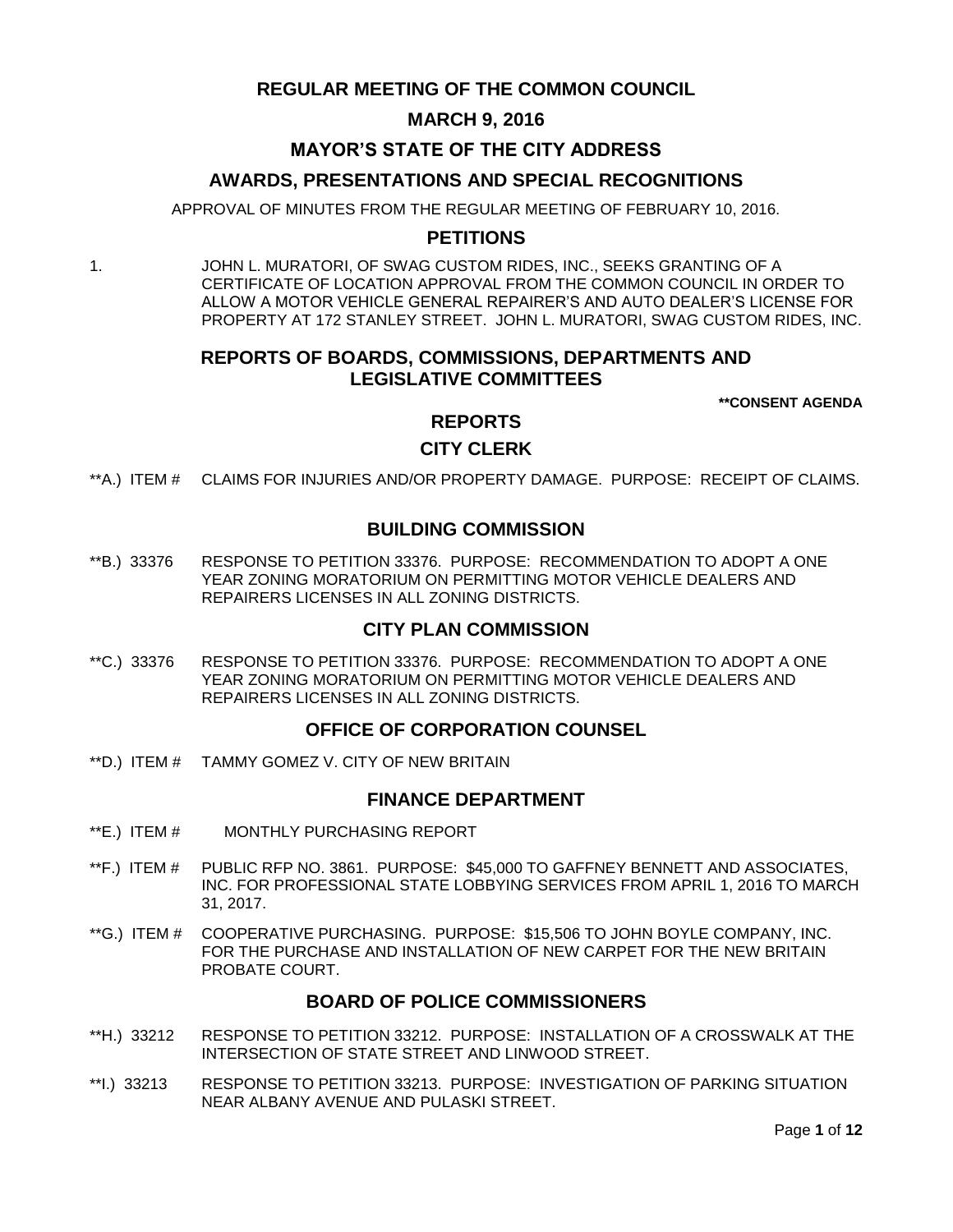# REGULAR MEETING OF THE COMMON COUNCIL

## MARCH 9, 2016

## MAYOR'S STATE OF THE CITY ADDRESS

## AWARDS, PRESENTATIONS AND SPECIAL RECOGNITIONS

APPROVAL OF MINUTES FROM THE REGULAR MEETING OF FEBRUARY 10, 2016.

## PETITIONS

1. JOHN L. MURATORI, OF SWAG CUSTOM RIDES, INC., SEEKS GRANTING OF A CERTIFICATE OF LOCATION APPROVAL FROM THE COMMON COUNCIL IN ORDER TO ALLOW A MOTOR VEHICLE GENERAL REPAIRER'S AND AUTO DEALER'S LICENSE FOR PROPERTY AT 172 STANLEY STREET. JOHN L. MURATORI, SWAG CUSTOM RIDES, INC.

## REPORTS OF BOARDS, COMMISSIONS, DEPARTMENTS AND LEGISLATIVE COMMITTEES

**CONSENT AGENDA

## REPORTS

### CITY CLERK

**A.) ITEM # CLAIMS FOR INJURIES AND/OR PROPERTY DAMAGE. PURPOSE: RECEIPT OF CLAIMS.

### BUILDING COMMISSION

**B.) 33376 RESPONSE TO PETITION 33376. PURPOSE: RECOMMENDATION TO ADOPT A ONE YEAR ZONING MORATORIUM ON PERMITTING MOTOR VEHICLE DEALERS AND REPAIRERS LICENSES IN ALL ZONING DISTRICTS.

### CITY PLAN COMMISSION

**C.) 33376 RESPONSE TO PETITION 33376. PURPOSE: RECOMMENDATION TO ADOPT A ONE YEAR ZONING MORATORIUM ON PERMITTING MOTOR VEHICLE DEALERS AND REPAIRERS LICENSES IN ALL ZONING DISTRICTS.

### OFFICE OF CORPORATION COUNSEL

**D.) ITEM # TAMMY GOMEZ V. CITY OF NEW BRITAIN

### FINANCE DEPARTMENT

**E.) ITEM # MONTHLY PURCHASING REPORT

**F.) ITEM # PUBLIC RFP NO. 3861. PURPOSE: $45,000 TO GAFFNEY BENNETT AND ASSOCIATES, INC. FOR PROFESSIONAL STATE LOBBYING SERVICES FROM APRIL 1, 2016 TO MARCH 31, 2017.

**G.) ITEM # COOPERATIVE PURCHASING. PURPOSE: $15,506 TO JOHN BOYLE COMPANY, INC. FOR THE PURCHASE AND INSTALLATION OF NEW CARPET FOR THE NEW BRITAIN PROBATE COURT.

### BOARD OF POLICE COMMISSIONERS

**H.) 33212 RESPONSE TO PETITION 33212. PURPOSE: INSTALLATION OF A CROSSWALK AT THE INTERSECTION OF STATE STREET AND LINWOOD STREET.

**I.) 33213 RESPONSE TO PETITION 33213. PURPOSE: INVESTIGATION OF PARKING SITUATION NEAR ALBANY AVENUE AND PULASKI STREET.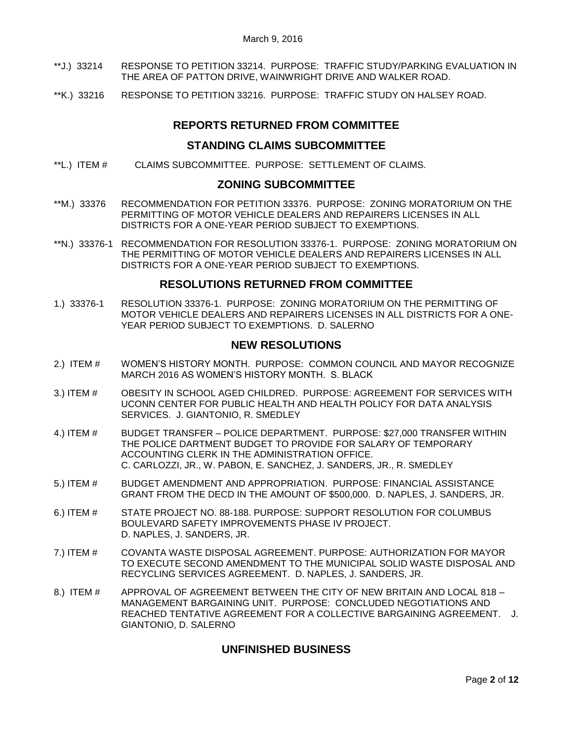**J.) 33214 RESPONSE TO PETITION 33214. PURPOSE: TRAFFIC STUDY/PARKING EVALUATION IN THE AREA OF PATTON DRIVE, WAINWRIGHT DRIVE AND WALKER ROAD.

**K.) 33216 RESPONSE TO PETITION 33216. PURPOSE: TRAFFIC STUDY ON HALSEY ROAD.

## REPORTS RETURNED FROM COMMITTEE

## STANDING CLAIMS SUBCOMMITTEE

**L.) ITEM # CLAIMS SUBCOMMITTEE. PURPOSE: SETTLEMENT OF CLAIMS.

## ZONING SUBCOMMITTEE

**M.) 33376 RECOMMENDATION FOR PETITION 33376. PURPOSE: ZONING MORATORIUM ON THE PERMITTING OF MOTOR VEHICLE DEALERS AND REPAIRERS LICENSES IN ALL DISTRICTS FOR A ONE-YEAR PERIOD SUBJECT TO EXEMPTIONS.

**N.) 33376-1 RECOMMENDATION FOR RESOLUTION 33376-1. PURPOSE: ZONING MORATORIUM ON THE PERMITTING OF MOTOR VEHICLE DEALERS AND REPAIRERS LICENSES IN ALL DISTRICTS FOR A ONE-YEAR PERIOD SUBJECT TO EXEMPTIONS.

## RESOLUTIONS RETURNED FROM COMMITTEE

1.) 33376-1 RESOLUTION 33376-1. PURPOSE: ZONING MORATORIUM ON THE PERMITTING OF MOTOR VEHICLE DEALERS AND REPAIRERS LICENSES IN ALL DISTRICTS FOR A ONE-YEAR PERIOD SUBJECT TO EXEMPTIONS. D. SALERNO

## NEW RESOLUTIONS

2.) ITEM # WOMEN'S HISTORY MONTH. PURPOSE: COMMON COUNCIL AND MAYOR RECOGNIZE MARCH 2016 AS WOMEN'S HISTORY MONTH. S. BLACK

3.) ITEM # OBESITY IN SCHOOL AGED CHILDRED. PURPOSE: AGREEMENT FOR SERVICES WITH UCONN CENTER FOR PUBLIC HEALTH AND HEALTH POLICY FOR DATA ANALYSIS SERVICES. J. GIANTONIO, R. SMEDLEY

4.) ITEM # BUDGET TRANSFER – POLICE DEPARTMENT. PURPOSE: $27,000 TRANSFER WITHIN THE POLICE DARTMENT BUDGET TO PROVIDE FOR SALARY OF TEMPORARY ACCOUNTING CLERK IN THE ADMINISTRATION OFFICE.
C. CARLOZZI, JR., W. PABON, E. SANCHEZ, J. SANDERS, JR., R. SMEDLEY

5.) ITEM # BUDGET AMENDMENT AND APPROPRIATION. PURPOSE: FINANCIAL ASSISTANCE GRANT FROM THE DECD IN THE AMOUNT OF $500,000. D. NAPLES, J. SANDERS, JR.

6.) ITEM # STATE PROJECT NO. 88-188. PURPOSE: SUPPORT RESOLUTION FOR COLUMBUS BOULEVARD SAFETY IMPROVEMENTS PHASE IV PROJECT.
D. NAPLES, J. SANDERS, JR.

7.) ITEM # COVANTA WASTE DISPOSAL AGREEMENT. PURPOSE: AUTHORIZATION FOR MAYOR TO EXECUTE SECOND AMENDMENT TO THE MUNICIPAL SOLID WASTE DISPOSAL AND RECYCLING SERVICES AGREEMENT. D. NAPLES, J. SANDERS, JR.

8.) ITEM # APPROVAL OF AGREEMENT BETWEEN THE CITY OF NEW BRITAIN AND LOCAL 818 – MANAGEMENT BARGAINING UNIT. PURPOSE: CONCLUDED NEGOTIATIONS AND REACHED TENTATIVE AGREEMENT FOR A COLLECTIVE BARGAINING AGREEMENT. J. GIANTONIO, D. SALERNO

## UNFINISHED BUSINESS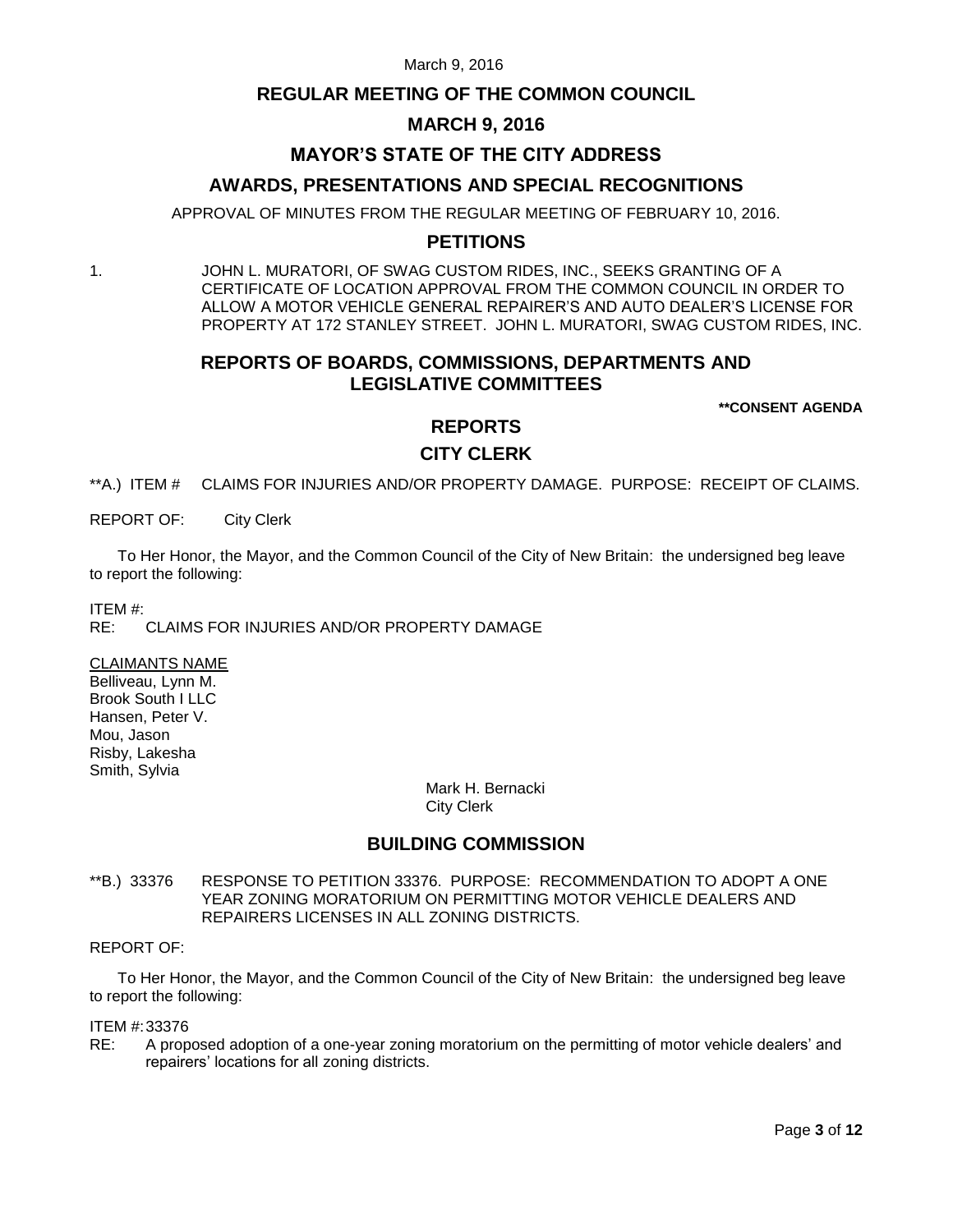# REGULAR MEETING OF THE COMMON COUNCIL

## MARCH 9, 2016

## MAYOR'S STATE OF THE CITY ADDRESS

## AWARDS, PRESENTATIONS AND SPECIAL RECOGNITIONS

APPROVAL OF MINUTES FROM THE REGULAR MEETING OF FEBRUARY 10, 2016.

## PETITIONS

1. JOHN L. MURATORI, OF SWAG CUSTOM RIDES, INC., SEEKS GRANTING OF A CERTIFICATE OF LOCATION APPROVAL FROM THE COMMON COUNCIL IN ORDER TO ALLOW A MOTOR VEHICLE GENERAL REPAIRER'S AND AUTO DEALER'S LICENSE FOR PROPERTY AT 172 STANLEY STREET. JOHN L. MURATORI, SWAG CUSTOM RIDES, INC.

## REPORTS OF BOARDS, COMMISSIONS, DEPARTMENTS AND LEGISLATIVE COMMITTEES

**\*\*CONSENT AGENDA**

## REPORTS

## CITY CLERK

\*\*A.) ITEM # CLAIMS FOR INJURIES AND/OR PROPERTY DAMAGE. PURPOSE: RECEIPT OF CLAIMS.

REPORT OF: City Clerk

To Her Honor, the Mayor, and the Common Council of the City of New Britain: the undersigned beg leave to report the following:

ITEM #:
RE: CLAIMS FOR INJURIES AND/OR PROPERTY DAMAGE

CLAIMANTS NAME
Belliveau, Lynn M.
Brook South I LLC
Hansen, Peter V.
Mou, Jason
Risby, Lakesha
Smith, Sylvia

Mark H. Bernacki
City Clerk

## BUILDING COMMISSION

\*\*B.) 33376 RESPONSE TO PETITION 33376. PURPOSE: RECOMMENDATION TO ADOPT A ONE YEAR ZONING MORATORIUM ON PERMITTING MOTOR VEHICLE DEALERS AND REPAIRERS LICENSES IN ALL ZONING DISTRICTS.

REPORT OF:

To Her Honor, the Mayor, and the Common Council of the City of New Britain: the undersigned beg leave to report the following:

ITEM #: 33376
RE: A proposed adoption of a one-year zoning moratorium on the permitting of motor vehicle dealers' and repairers' locations for all zoning districts.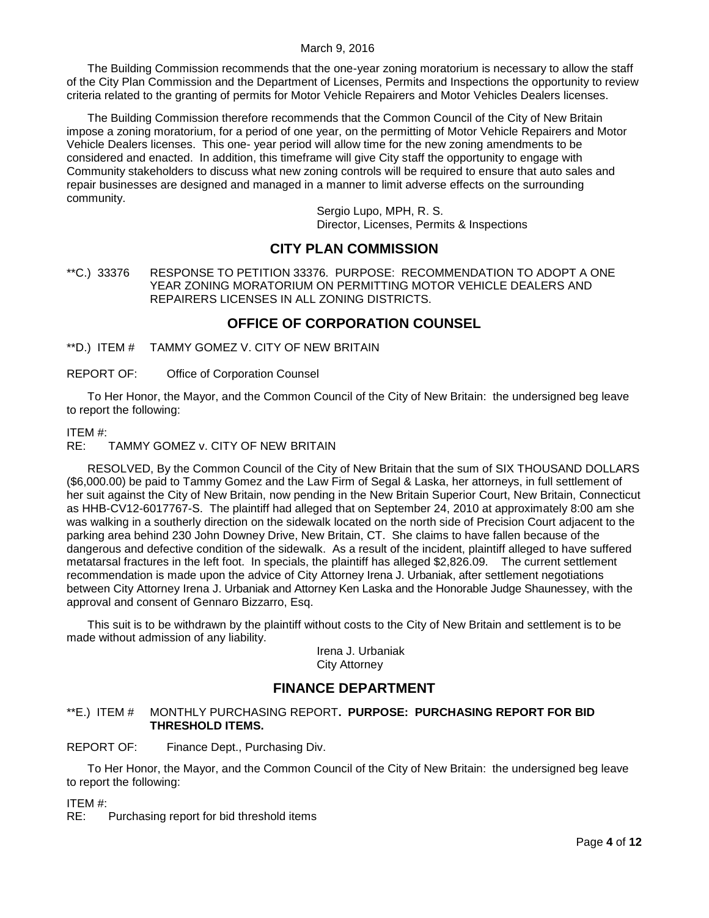The Building Commission recommends that the one-year zoning moratorium is necessary to allow the staff of the City Plan Commission and the Department of Licenses, Permits and Inspections the opportunity to review criteria related to the granting of permits for Motor Vehicle Repairers and Motor Vehicles Dealers licenses.

The Building Commission therefore recommends that the Common Council of the City of New Britain impose a zoning moratorium, for a period of one year, on the permitting of Motor Vehicle Repairers and Motor Vehicle Dealers licenses. This one- year period will allow time for the new zoning amendments to be considered and enacted. In addition, this timeframe will give City staff the opportunity to engage with Community stakeholders to discuss what new zoning controls will be required to ensure that auto sales and repair businesses are designed and managed in a manner to limit adverse effects on the surrounding community.

Sergio Lupo, MPH, R. S.
Director, Licenses, Permits & Inspections

## CITY PLAN COMMISSION

**C.) 33376 RESPONSE TO PETITION 33376. PURPOSE: RECOMMENDATION TO ADOPT A ONE YEAR ZONING MORATORIUM ON PERMITTING MOTOR VEHICLE DEALERS AND REPAIRERS LICENSES IN ALL ZONING DISTRICTS.

## OFFICE OF CORPORATION COUNSEL

**D.) ITEM # TAMMY GOMEZ V. CITY OF NEW BRITAIN

REPORT OF: Office of Corporation Counsel

To Her Honor, the Mayor, and the Common Council of the City of New Britain: the undersigned beg leave to report the following:

ITEM #:
RE: TAMMY GOMEZ v. CITY OF NEW BRITAIN

RESOLVED, By the Common Council of the City of New Britain that the sum of SIX THOUSAND DOLLARS ($6,000.00) be paid to Tammy Gomez and the Law Firm of Segal & Laska, her attorneys, in full settlement of her suit against the City of New Britain, now pending in the New Britain Superior Court, New Britain, Connecticut as HHB-CV12-6017767-S. The plaintiff had alleged that on September 24, 2010 at approximately 8:00 am she was walking in a southerly direction on the sidewalk located on the north side of Precision Court adjacent to the parking area behind 230 John Downey Drive, New Britain, CT. She claims to have fallen because of the dangerous and defective condition of the sidewalk. As a result of the incident, plaintiff alleged to have suffered metatarsal fractures in the left foot. In specials, the plaintiff has alleged $2,826.09. The current settlement recommendation is made upon the advice of City Attorney Irena J. Urbaniak, after settlement negotiations between City Attorney Irena J. Urbaniak and Attorney Ken Laska and the Honorable Judge Shaunessey, with the approval and consent of Gennaro Bizzarro, Esq.

This suit is to be withdrawn by the plaintiff without costs to the City of New Britain and settlement is to be made without admission of any liability.

Irena J. Urbaniak
City Attorney

## FINANCE DEPARTMENT

**E.) ITEM # MONTHLY PURCHASING REPORT**. PURPOSE: PURCHASING REPORT FOR BID THRESHOLD ITEMS.**

REPORT OF: Finance Dept., Purchasing Div.

To Her Honor, the Mayor, and the Common Council of the City of New Britain: the undersigned beg leave to report the following:

ITEM #:
RE: Purchasing report for bid threshold items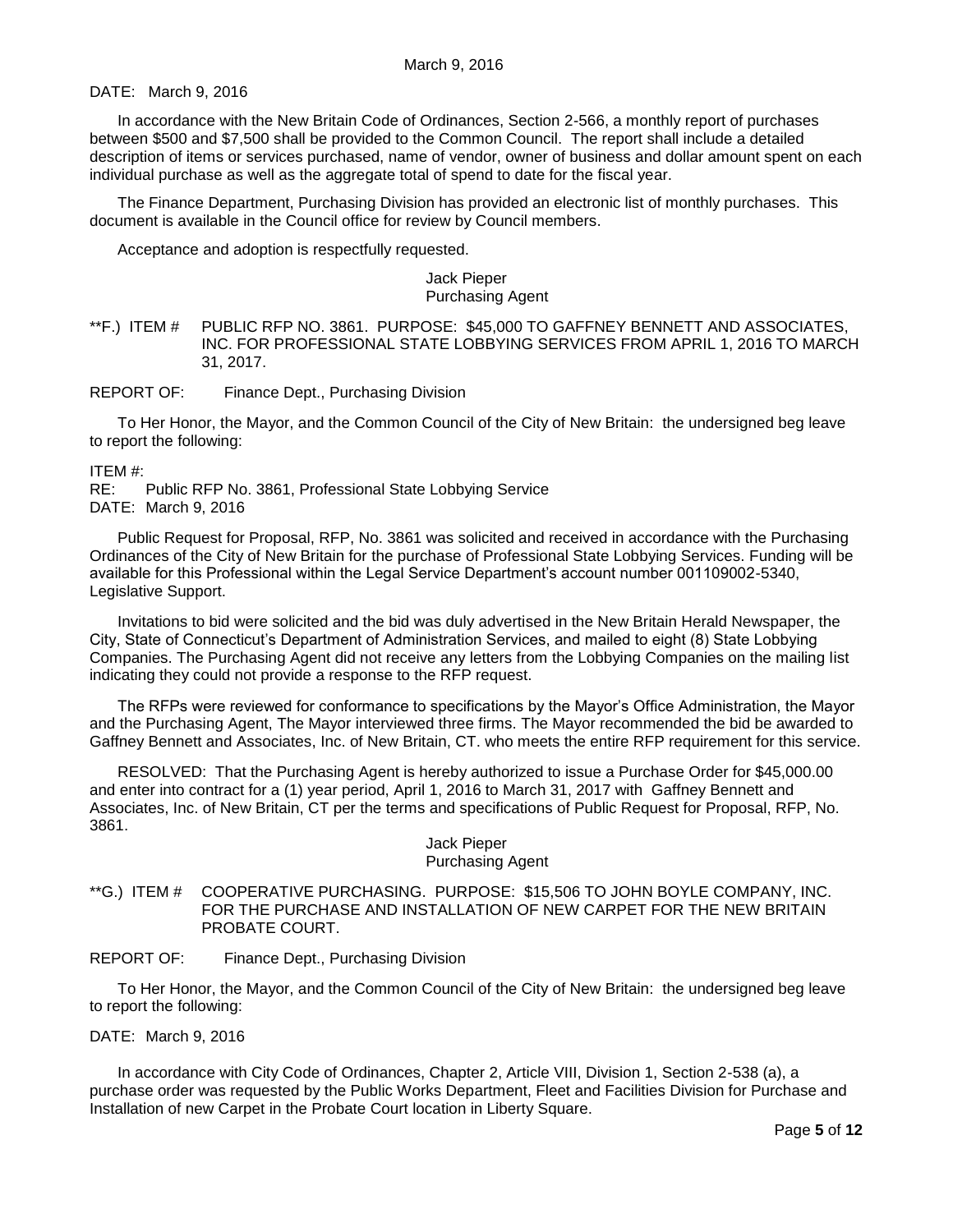DATE: March 9, 2016

In accordance with the New Britain Code of Ordinances, Section 2-566, a monthly report of purchases between $500 and $7,500 shall be provided to the Common Council. The report shall include a detailed description of items or services purchased, name of vendor, owner of business and dollar amount spent on each individual purchase as well as the aggregate total of spend to date for the fiscal year.

The Finance Department, Purchasing Division has provided an electronic list of monthly purchases. This document is available in the Council office for review by Council members.

Acceptance and adoption is respectfully requested.

Jack Pieper
Purchasing Agent

**F.) ITEM # PUBLIC RFP NO. 3861. PURPOSE: $45,000 TO GAFFNEY BENNETT AND ASSOCIATES, INC. FOR PROFESSIONAL STATE LOBBYING SERVICES FROM APRIL 1, 2016 TO MARCH 31, 2017.

REPORT OF: Finance Dept., Purchasing Division

To Her Honor, the Mayor, and the Common Council of the City of New Britain: the undersigned beg leave to report the following:

ITEM #:
RE: Public RFP No. 3861, Professional State Lobbying Service
DATE: March 9, 2016

Public Request for Proposal, RFP, No. 3861 was solicited and received in accordance with the Purchasing Ordinances of the City of New Britain for the purchase of Professional State Lobbying Services. Funding will be available for this Professional within the Legal Service Department's account number 001109002-5340, Legislative Support.

Invitations to bid were solicited and the bid was duly advertised in the New Britain Herald Newspaper, the City, State of Connecticut's Department of Administration Services, and mailed to eight (8) State Lobbying Companies. The Purchasing Agent did not receive any letters from the Lobbying Companies on the mailing list indicating they could not provide a response to the RFP request.

The RFPs were reviewed for conformance to specifications by the Mayor's Office Administration, the Mayor and the Purchasing Agent, The Mayor interviewed three firms. The Mayor recommended the bid be awarded to Gaffney Bennett and Associates, Inc. of New Britain, CT. who meets the entire RFP requirement for this service.

RESOLVED: That the Purchasing Agent is hereby authorized to issue a Purchase Order for $45,000.00 and enter into contract for a (1) year period, April 1, 2016 to March 31, 2017 with Gaffney Bennett and Associates, Inc. of New Britain, CT per the terms and specifications of Public Request for Proposal, RFP, No. 3861.

Jack Pieper
Purchasing Agent

**G.) ITEM # COOPERATIVE PURCHASING. PURPOSE: $15,506 TO JOHN BOYLE COMPANY, INC. FOR THE PURCHASE AND INSTALLATION OF NEW CARPET FOR THE NEW BRITAIN PROBATE COURT.

REPORT OF: Finance Dept., Purchasing Division

To Her Honor, the Mayor, and the Common Council of the City of New Britain: the undersigned beg leave to report the following:

DATE: March 9, 2016

In accordance with City Code of Ordinances, Chapter 2, Article VIII, Division 1, Section 2-538 (a), a purchase order was requested by the Public Works Department, Fleet and Facilities Division for Purchase and Installation of new Carpet in the Probate Court location in Liberty Square.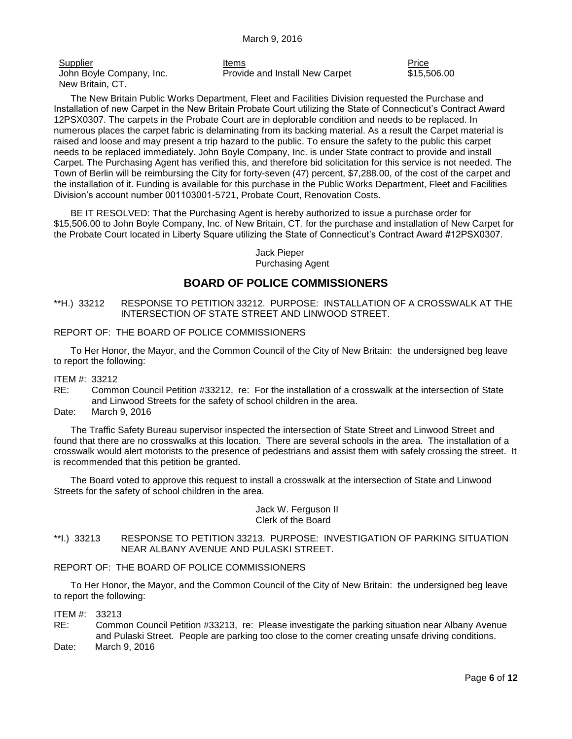| Supplier | Items | Price |
|---|---|---|
| John Boyle Company, Inc.<br>New Britain, CT. | Provide and Install New Carpet | $15,506.00 |

The New Britain Public Works Department, Fleet and Facilities Division requested the Purchase and Installation of new Carpet in the New Britain Probate Court utilizing the State of Connecticut's Contract Award 12PSX0307. The carpets in the Probate Court are in deplorable condition and needs to be replaced. In numerous places the carpet fabric is delaminating from its backing material. As a result the Carpet material is raised and loose and may present a trip hazard to the public. To ensure the safety to the public this carpet needs to be replaced immediately. John Boyle Company, Inc. is under State contract to provide and install Carpet. The Purchasing Agent has verified this, and therefore bid solicitation for this service is not needed. The Town of Berlin will be reimbursing the City for forty-seven (47) percent, $7,288.00, of the cost of the carpet and the installation of it. Funding is available for this purchase in the Public Works Department, Fleet and Facilities Division's account number 001103001-5721, Probate Court, Renovation Costs.

BE IT RESOLVED: That the Purchasing Agent is hereby authorized to issue a purchase order for $15,506.00 to John Boyle Company, Inc. of New Britain, CT. for the purchase and installation of New Carpet for the Probate Court located in Liberty Square utilizing the State of Connecticut's Contract Award #12PSX0307.

Jack Pieper
Purchasing Agent

## BOARD OF POLICE COMMISSIONERS

**H.) 33212 RESPONSE TO PETITION 33212. PURPOSE: INSTALLATION OF A CROSSWALK AT THE INTERSECTION OF STATE STREET AND LINWOOD STREET.

REPORT OF: THE BOARD OF POLICE COMMISSIONERS

To Her Honor, the Mayor, and the Common Council of the City of New Britain: the undersigned beg leave to report the following:

ITEM #: 33212
RE: Common Council Petition #33212, re: For the installation of a crosswalk at the intersection of State and Linwood Streets for the safety of school children in the area.
Date: March 9, 2016

The Traffic Safety Bureau supervisor inspected the intersection of State Street and Linwood Street and found that there are no crosswalks at this location. There are several schools in the area. The installation of a crosswalk would alert motorists to the presence of pedestrians and assist them with safely crossing the street. It is recommended that this petition be granted.

The Board voted to approve this request to install a crosswalk at the intersection of State and Linwood Streets for the safety of school children in the area.

Jack W. Ferguson II
Clerk of the Board

**I.) 33213 RESPONSE TO PETITION 33213. PURPOSE: INVESTIGATION OF PARKING SITUATION NEAR ALBANY AVENUE AND PULASKI STREET.

REPORT OF: THE BOARD OF POLICE COMMISSIONERS

To Her Honor, the Mayor, and the Common Council of the City of New Britain: the undersigned beg leave to report the following:

ITEM #: 33213
RE: Common Council Petition #33213, re: Please investigate the parking situation near Albany Avenue and Pulaski Street. People are parking too close to the corner creating unsafe driving conditions.
Date: March 9, 2016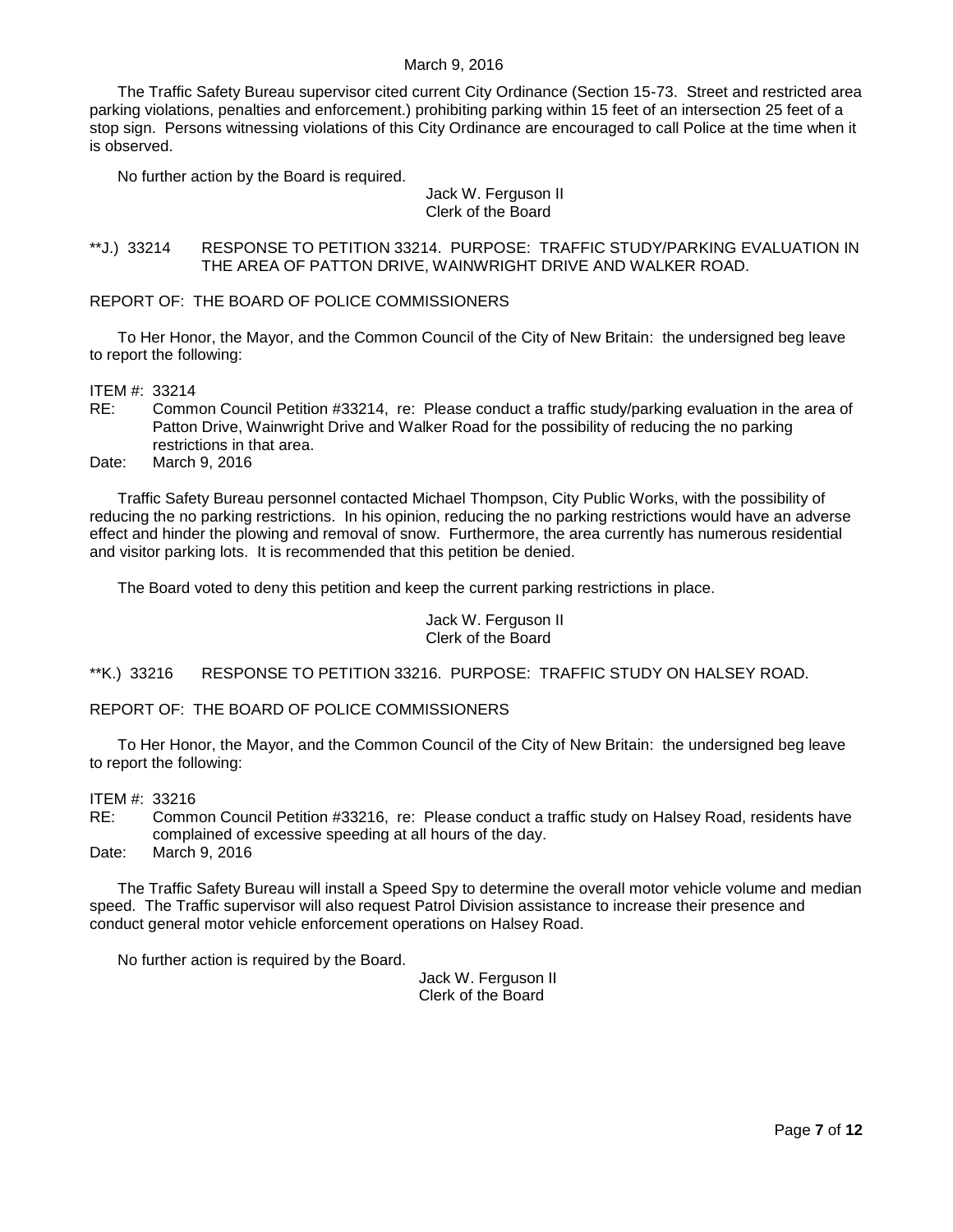The Traffic Safety Bureau supervisor cited current City Ordinance (Section 15-73. Street and restricted area parking violations, penalties and enforcement.) prohibiting parking within 15 feet of an intersection 25 feet of a stop sign. Persons witnessing violations of this City Ordinance are encouraged to call Police at the time when it is observed.

No further action by the Board is required.

Jack W. Ferguson II
Clerk of the Board

**J.) 33214 RESPONSE TO PETITION 33214. PURPOSE: TRAFFIC STUDY/PARKING EVALUATION IN THE AREA OF PATTON DRIVE, WAINWRIGHT DRIVE AND WALKER ROAD.

REPORT OF: THE BOARD OF POLICE COMMISSIONERS

To Her Honor, the Mayor, and the Common Council of the City of New Britain: the undersigned beg leave to report the following:

ITEM #: 33214
RE: Common Council Petition #33214, re: Please conduct a traffic study/parking evaluation in the area of Patton Drive, Wainwright Drive and Walker Road for the possibility of reducing the no parking restrictions in that area.
Date: March 9, 2016

Traffic Safety Bureau personnel contacted Michael Thompson, City Public Works, with the possibility of reducing the no parking restrictions. In his opinion, reducing the no parking restrictions would have an adverse effect and hinder the plowing and removal of snow. Furthermore, the area currently has numerous residential and visitor parking lots. It is recommended that this petition be denied.

The Board voted to deny this petition and keep the current parking restrictions in place.

Jack W. Ferguson II
Clerk of the Board

**K.) 33216 RESPONSE TO PETITION 33216. PURPOSE: TRAFFIC STUDY ON HALSEY ROAD.

REPORT OF: THE BOARD OF POLICE COMMISSIONERS

To Her Honor, the Mayor, and the Common Council of the City of New Britain: the undersigned beg leave to report the following:

ITEM #: 33216
RE: Common Council Petition #33216, re: Please conduct a traffic study on Halsey Road, residents have complained of excessive speeding at all hours of the day.
Date: March 9, 2016

The Traffic Safety Bureau will install a Speed Spy to determine the overall motor vehicle volume and median speed. The Traffic supervisor will also request Patrol Division assistance to increase their presence and conduct general motor vehicle enforcement operations on Halsey Road.

No further action is required by the Board.

Jack W. Ferguson II
Clerk of the Board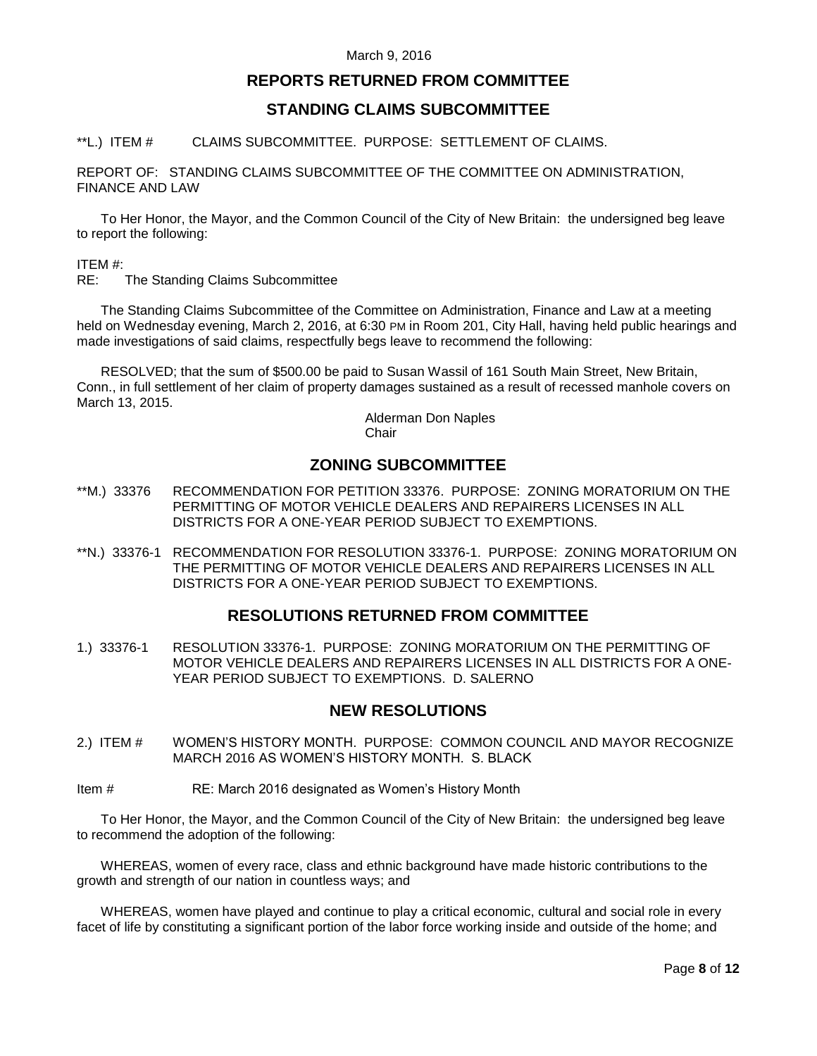March 9, 2016

## REPORTS RETURNED FROM COMMITTEE

## STANDING CLAIMS SUBCOMMITTEE

**L.) ITEM # CLAIMS SUBCOMMITTEE. PURPOSE: SETTLEMENT OF CLAIMS.

REPORT OF: STANDING CLAIMS SUBCOMMITTEE OF THE COMMITTEE ON ADMINISTRATION, FINANCE AND LAW

To Her Honor, the Mayor, and the Common Council of the City of New Britain: the undersigned beg leave to report the following:

ITEM #:
RE: The Standing Claims Subcommittee

The Standing Claims Subcommittee of the Committee on Administration, Finance and Law at a meeting held on Wednesday evening, March 2, 2016, at 6:30 PM in Room 201, City Hall, having held public hearings and made investigations of said claims, respectfully begs leave to recommend the following:

RESOLVED; that the sum of $500.00 be paid to Susan Wassil of 161 South Main Street, New Britain, Conn., in full settlement of her claim of property damages sustained as a result of recessed manhole covers on March 13, 2015.

Alderman Don Naples
Chair

## ZONING SUBCOMMITTEE

**M.) 33376 RECOMMENDATION FOR PETITION 33376. PURPOSE: ZONING MORATORIUM ON THE PERMITTING OF MOTOR VEHICLE DEALERS AND REPAIRERS LICENSES IN ALL DISTRICTS FOR A ONE-YEAR PERIOD SUBJECT TO EXEMPTIONS.

**N.) 33376-1 RECOMMENDATION FOR RESOLUTION 33376-1. PURPOSE: ZONING MORATORIUM ON THE PERMITTING OF MOTOR VEHICLE DEALERS AND REPAIRERS LICENSES IN ALL DISTRICTS FOR A ONE-YEAR PERIOD SUBJECT TO EXEMPTIONS.

## RESOLUTIONS RETURNED FROM COMMITTEE

1.) 33376-1 RESOLUTION 33376-1. PURPOSE: ZONING MORATORIUM ON THE PERMITTING OF MOTOR VEHICLE DEALERS AND REPAIRERS LICENSES IN ALL DISTRICTS FOR A ONE-YEAR PERIOD SUBJECT TO EXEMPTIONS. D. SALERNO

## NEW RESOLUTIONS

2.) ITEM # WOMEN'S HISTORY MONTH. PURPOSE: COMMON COUNCIL AND MAYOR RECOGNIZE MARCH 2016 AS WOMEN'S HISTORY MONTH. S. BLACK

Item # RE: March 2016 designated as Women's History Month

To Her Honor, the Mayor, and the Common Council of the City of New Britain: the undersigned beg leave to recommend the adoption of the following:

WHEREAS, women of every race, class and ethnic background have made historic contributions to the growth and strength of our nation in countless ways; and

WHEREAS, women have played and continue to play a critical economic, cultural and social role in every facet of life by constituting a significant portion of the labor force working inside and outside of the home; and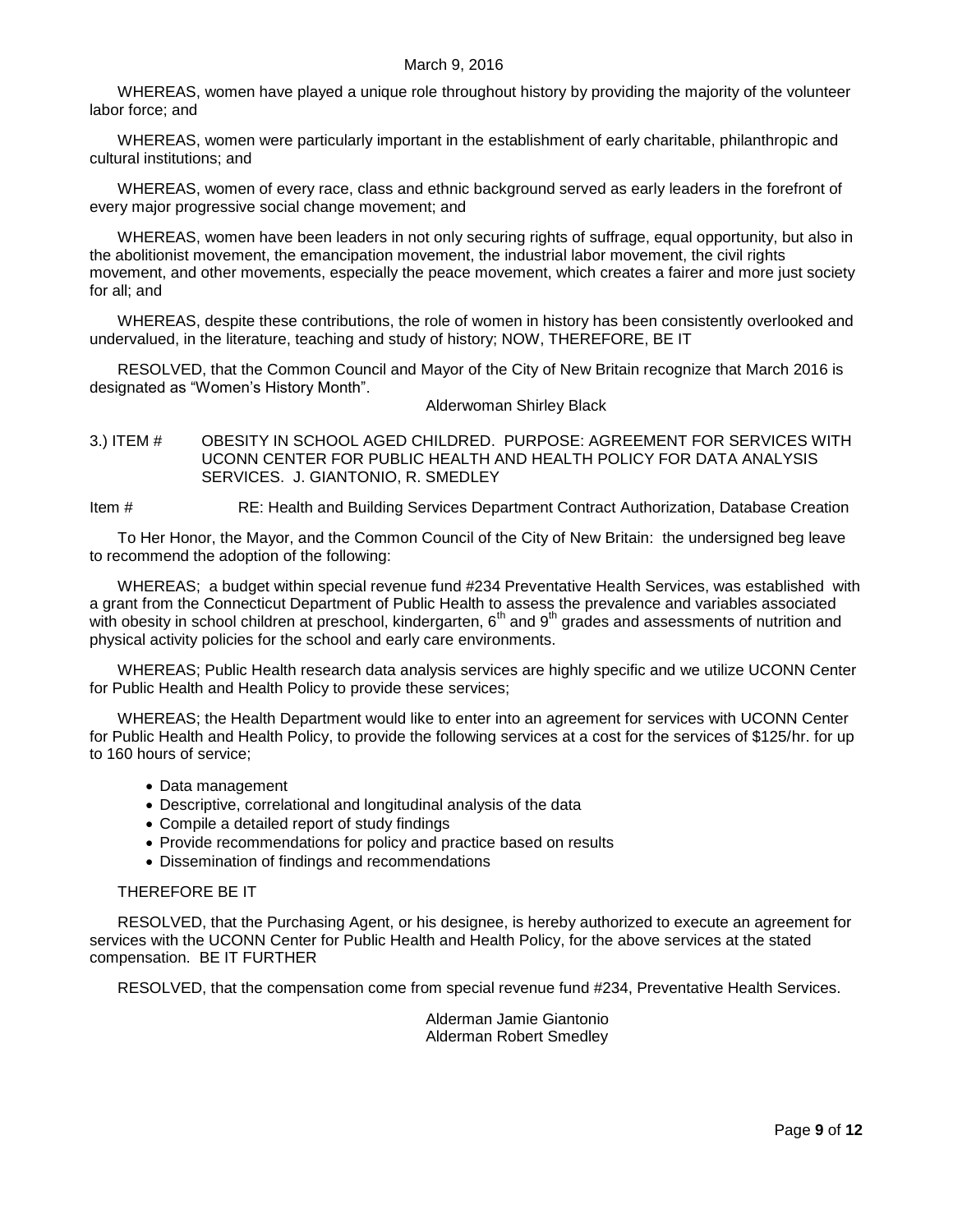WHEREAS, women have played a unique role throughout history by providing the majority of the volunteer labor force; and

WHEREAS, women were particularly important in the establishment of early charitable, philanthropic and cultural institutions; and

WHEREAS, women of every race, class and ethnic background served as early leaders in the forefront of every major progressive social change movement; and

WHEREAS, women have been leaders in not only securing rights of suffrage, equal opportunity, but also in the abolitionist movement, the emancipation movement, the industrial labor movement, the civil rights movement, and other movements, especially the peace movement, which creates a fairer and more just society for all; and

WHEREAS, despite these contributions, the role of women in history has been consistently overlooked and undervalued, in the literature, teaching and study of history; NOW, THEREFORE, BE IT

RESOLVED, that the Common Council and Mayor of the City of New Britain recognize that March 2016 is designated as "Women's History Month".

Alderwoman Shirley Black

3.) ITEM # OBESITY IN SCHOOL AGED CHILDRED. PURPOSE: AGREEMENT FOR SERVICES WITH UCONN CENTER FOR PUBLIC HEALTH AND HEALTH POLICY FOR DATA ANALYSIS SERVICES. J. GIANTONIO, R. SMEDLEY

Item # RE: Health and Building Services Department Contract Authorization, Database Creation

To Her Honor, the Mayor, and the Common Council of the City of New Britain: the undersigned beg leave to recommend the adoption of the following:

WHEREAS; a budget within special revenue fund #234 Preventative Health Services, was established with a grant from the Connecticut Department of Public Health to assess the prevalence and variables associated with obesity in school children at preschool, kindergarten, 6th and 9th grades and assessments of nutrition and physical activity policies for the school and early care environments.

WHEREAS; Public Health research data analysis services are highly specific and we utilize UCONN Center for Public Health and Health Policy to provide these services;

WHEREAS; the Health Department would like to enter into an agreement for services with UCONN Center for Public Health and Health Policy, to provide the following services at a cost for the services of $125/hr. for up to 160 hours of service;

- Data management
- Descriptive, correlational and longitudinal analysis of the data
- Compile a detailed report of study findings
- Provide recommendations for policy and practice based on results
- Dissemination of findings and recommendations

THEREFORE BE IT

RESOLVED, that the Purchasing Agent, or his designee, is hereby authorized to execute an agreement for services with the UCONN Center for Public Health and Health Policy, for the above services at the stated compensation. BE IT FURTHER

RESOLVED, that the compensation come from special revenue fund #234, Preventative Health Services.

Alderman Jamie Giantonio
Alderman Robert Smedley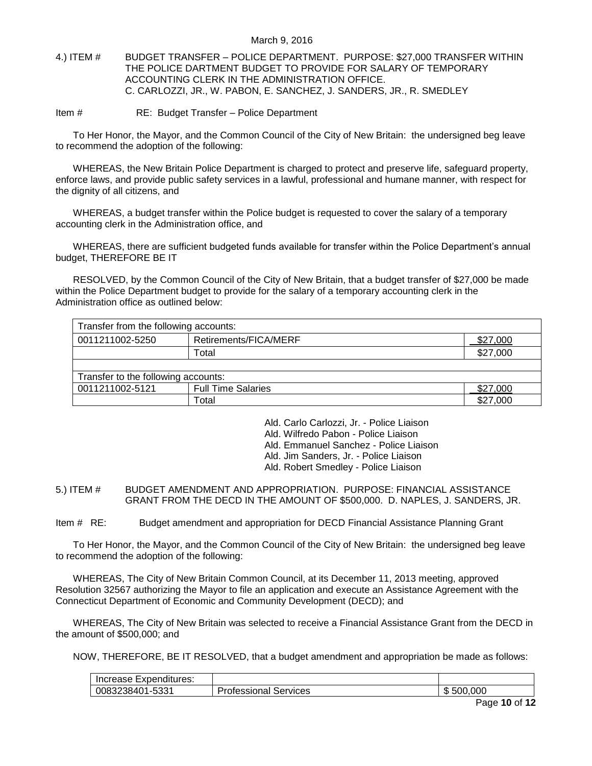March 9, 2016

4.) ITEM # BUDGET TRANSFER – POLICE DEPARTMENT. PURPOSE: $27,000 TRANSFER WITHIN THE POLICE DARTMENT BUDGET TO PROVIDE FOR SALARY OF TEMPORARY ACCOUNTING CLERK IN THE ADMINISTRATION OFFICE.
C. CARLOZZI, JR., W. PABON, E. SANCHEZ, J. SANDERS, JR., R. SMEDLEY

Item # RE: Budget Transfer – Police Department

To Her Honor, the Mayor, and the Common Council of the City of New Britain: the undersigned beg leave to recommend the adoption of the following:

WHEREAS, the New Britain Police Department is charged to protect and preserve life, safeguard property, enforce laws, and provide public safety services in a lawful, professional and humane manner, with respect for the dignity of all citizens, and

WHEREAS, a budget transfer within the Police budget is requested to cover the salary of a temporary accounting clerk in the Administration office, and

WHEREAS, there are sufficient budgeted funds available for transfer within the Police Department's annual budget, THEREFORE BE IT

RESOLVED, by the Common Council of the City of New Britain, that a budget transfer of $27,000 be made within the Police Department budget to provide for the salary of a temporary accounting clerk in the Administration office as outlined below:

| Transfer from the following accounts: | | |
|---|---|---|
| 0011211002-5250 | Retirements/FICA/MERF | $27,000 |
| | Total | $27,000 |
| | | |
| Transfer to the following accounts: | | |
| 0011211002-5121 | Full Time Salaries | $27,000 |
| | Total | $27,000 |

Ald. Carlo Carlozzi, Jr. - Police Liaison
Ald. Wilfredo Pabon - Police Liaison
Ald. Emmanuel Sanchez - Police Liaison
Ald. Jim Sanders, Jr. - Police Liaison
Ald. Robert Smedley - Police Liaison

5.) ITEM # BUDGET AMENDMENT AND APPROPRIATION. PURPOSE: FINANCIAL ASSISTANCE GRANT FROM THE DECD IN THE AMOUNT OF $500,000. D. NAPLES, J. SANDERS, JR.

Item # RE: Budget amendment and appropriation for DECD Financial Assistance Planning Grant

To Her Honor, the Mayor, and the Common Council of the City of New Britain: the undersigned beg leave to recommend the adoption of the following:

WHEREAS, The City of New Britain Common Council, at its December 11, 2013 meeting, approved Resolution 32567 authorizing the Mayor to file an application and execute an Assistance Agreement with the Connecticut Department of Economic and Community Development (DECD); and

WHEREAS, The City of New Britain was selected to receive a Financial Assistance Grant from the DECD in the amount of $500,000; and

NOW, THEREFORE, BE IT RESOLVED, that a budget amendment and appropriation be made as follows:

| Increase Expenditures: | | |
|---|---|---|
| 0083238401-5331 | Professional Services | $ 500,000 |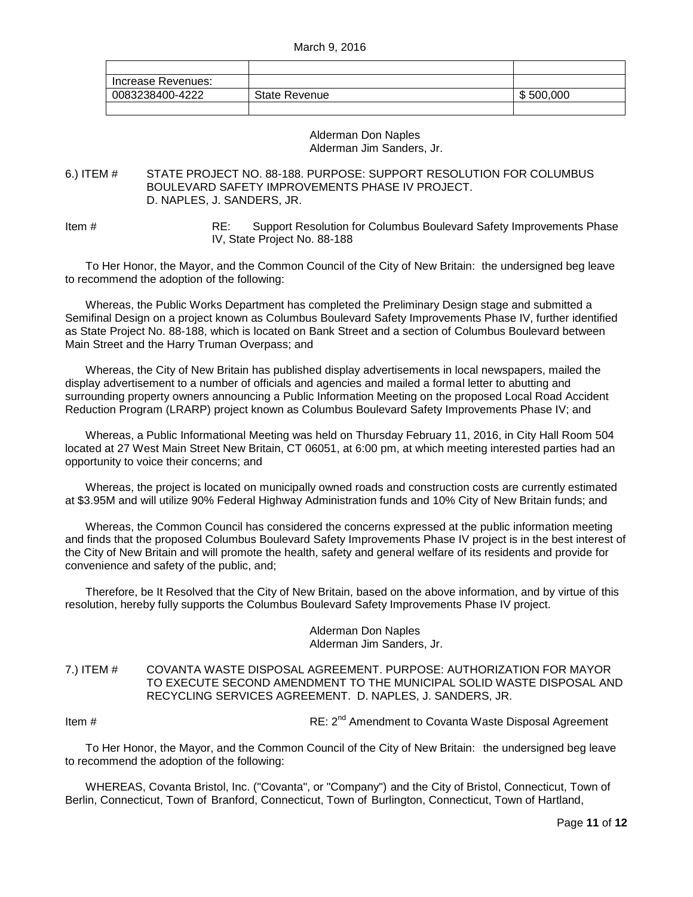| | | |
|---|---|---|
| Increase Revenues: | | |
| 0083238400-4222 | State Revenue | $ 500,000 |
| | | |

Alderman Don Naples
Alderman Jim Sanders, Jr.

6.) ITEM # STATE PROJECT NO. 88-188. PURPOSE: SUPPORT RESOLUTION FOR COLUMBUS BOULEVARD SAFETY IMPROVEMENTS PHASE IV PROJECT. D. NAPLES, J. SANDERS, JR.

Item # RE: Support Resolution for Columbus Boulevard Safety Improvements Phase IV, State Project No. 88-188

To Her Honor, the Mayor, and the Common Council of the City of New Britain: the undersigned beg leave to recommend the adoption of the following:

Whereas, the Public Works Department has completed the Preliminary Design stage and submitted a Semifinal Design on a project known as Columbus Boulevard Safety Improvements Phase IV, further identified as State Project No. 88-188, which is located on Bank Street and a section of Columbus Boulevard between Main Street and the Harry Truman Overpass; and

Whereas, the City of New Britain has published display advertisements in local newspapers, mailed the display advertisement to a number of officials and agencies and mailed a formal letter to abutting and surrounding property owners announcing a Public Information Meeting on the proposed Local Road Accident Reduction Program (LRARP) project known as Columbus Boulevard Safety Improvements Phase IV; and

Whereas, a Public Informational Meeting was held on Thursday February 11, 2016, in City Hall Room 504 located at 27 West Main Street New Britain, CT 06051, at 6:00 pm, at which meeting interested parties had an opportunity to voice their concerns; and

Whereas, the project is located on municipally owned roads and construction costs are currently estimated at $3.95M and will utilize 90% Federal Highway Administration funds and 10% City of New Britain funds; and

Whereas, the Common Council has considered the concerns expressed at the public information meeting and finds that the proposed Columbus Boulevard Safety Improvements Phase IV project is in the best interest of the City of New Britain and will promote the health, safety and general welfare of its residents and provide for convenience and safety of the public, and;

Therefore, be It Resolved that the City of New Britain, based on the above information, and by virtue of this resolution, hereby fully supports the Columbus Boulevard Safety Improvements Phase IV project.

Alderman Don Naples
Alderman Jim Sanders, Jr.

7.) ITEM # COVANTA WASTE DISPOSAL AGREEMENT. PURPOSE: AUTHORIZATION FOR MAYOR TO EXECUTE SECOND AMENDMENT TO THE MUNICIPAL SOLID WASTE DISPOSAL AND RECYCLING SERVICES AGREEMENT. D. NAPLES, J. SANDERS, JR.

Item # RE: 2nd Amendment to Covanta Waste Disposal Agreement

To Her Honor, the Mayor, and the Common Council of the City of New Britain: the undersigned beg leave to recommend the adoption of the following:

WHEREAS, Covanta Bristol, Inc. ("Covanta", or "Company") and the City of Bristol, Connecticut, Town of Berlin, Connecticut, Town of Branford, Connecticut, Town of Burlington, Connecticut, Town of Hartland,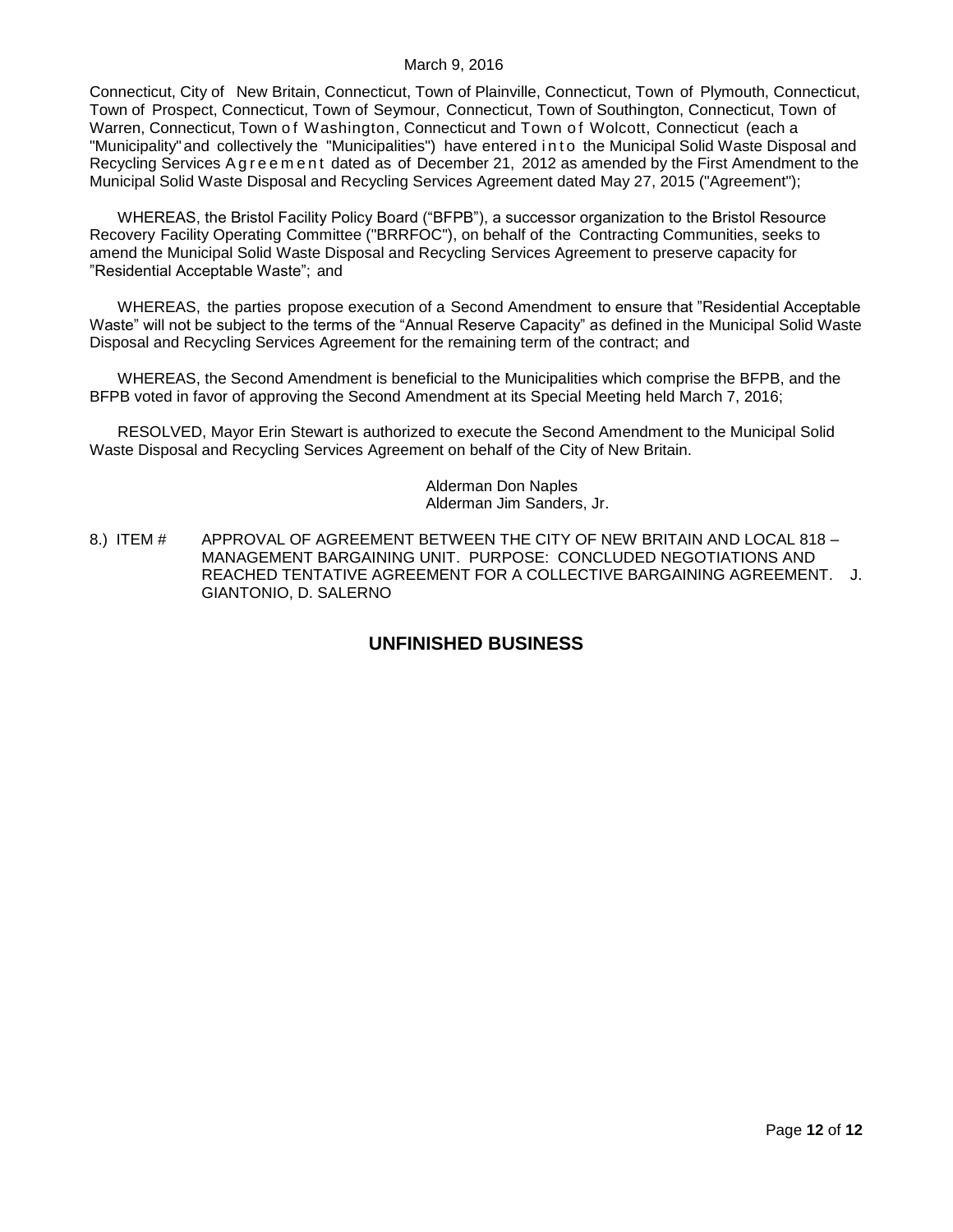Connecticut, City of New Britain, Connecticut, Town of Plainville, Connecticut, Town of Plymouth, Connecticut, Town of Prospect, Connecticut, Town of Seymour, Connecticut, Town of Southington, Connecticut, Town of Warren, Connecticut, Town of Washington, Connecticut and Town of Wolcott, Connecticut (each a "Municipality" and collectively the "Municipalities") have entered into the Municipal Solid Waste Disposal and Recycling Services Agreement dated as of December 21, 2012 as amended by the First Amendment to the Municipal Solid Waste Disposal and Recycling Services Agreement dated May 27, 2015 ("Agreement");

WHEREAS, the Bristol Facility Policy Board ("BFPB"), a successor organization to the Bristol Resource Recovery Facility Operating Committee ("BRRFOC"), on behalf of the Contracting Communities, seeks to amend the Municipal Solid Waste Disposal and Recycling Services Agreement to preserve capacity for "Residential Acceptable Waste"; and

WHEREAS, the parties propose execution of a Second Amendment to ensure that "Residential Acceptable Waste" will not be subject to the terms of the "Annual Reserve Capacity" as defined in the Municipal Solid Waste Disposal and Recycling Services Agreement for the remaining term of the contract; and

WHEREAS, the Second Amendment is beneficial to the Municipalities which comprise the BFPB, and the BFPB voted in favor of approving the Second Amendment at its Special Meeting held March 7, 2016;

RESOLVED, Mayor Erin Stewart is authorized to execute the Second Amendment to the Municipal Solid Waste Disposal and Recycling Services Agreement on behalf of the City of New Britain.

Alderman Don Naples
Alderman Jim Sanders, Jr.

8.) ITEM # APPROVAL OF AGREEMENT BETWEEN THE CITY OF NEW BRITAIN AND LOCAL 818 – MANAGEMENT BARGAINING UNIT. PURPOSE: CONCLUDED NEGOTIATIONS AND REACHED TENTATIVE AGREEMENT FOR A COLLECTIVE BARGAINING AGREEMENT. J. GIANTONIO, D. SALERNO

## UNFINISHED BUSINESS